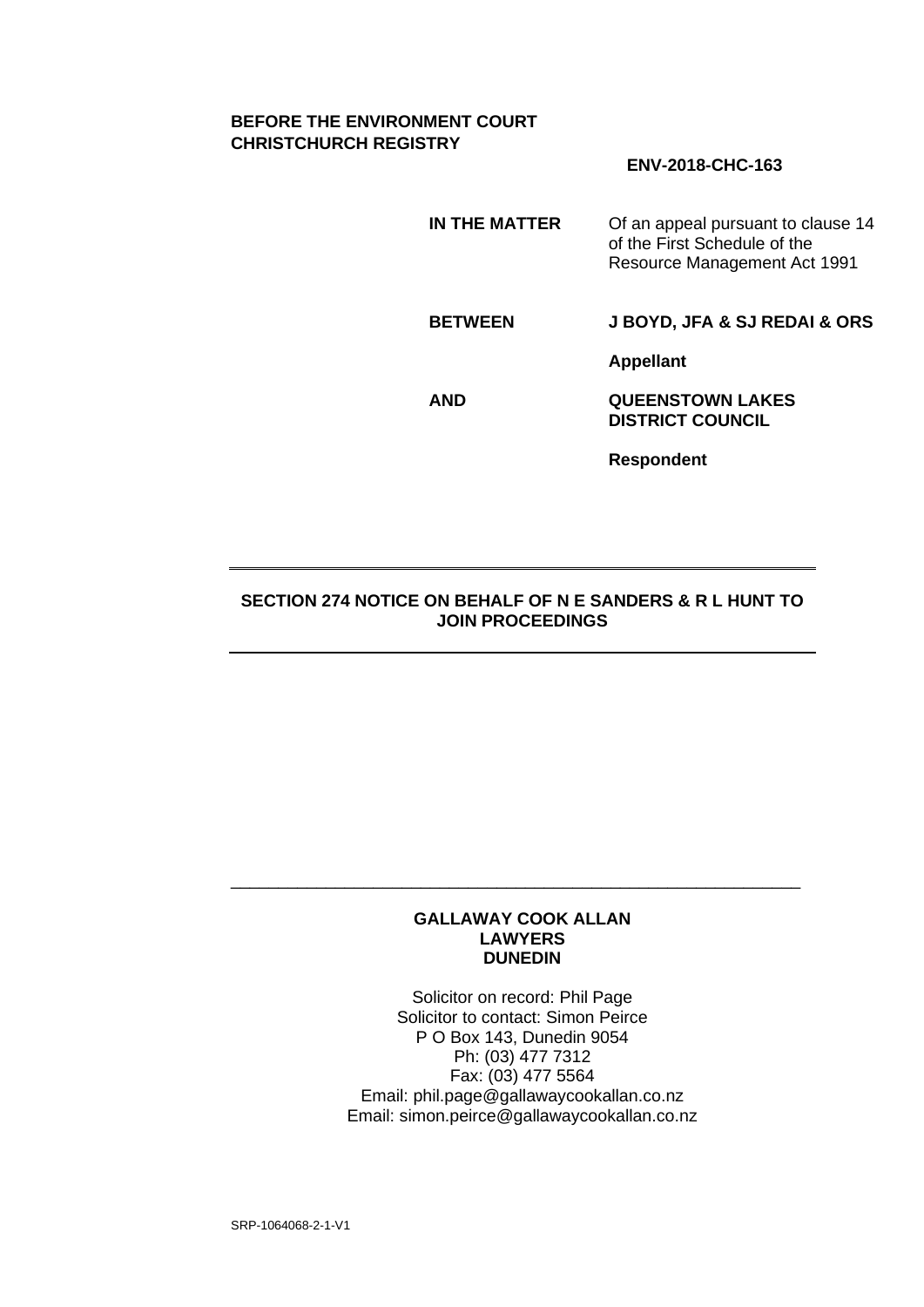**BEFORE THE ENVIRONMENT COURT**
**CHRISTCHURCH REGISTRY**

**ENV-2018-CHC-163**

| | |
|---|---|
| **IN THE MATTER** | Of an appeal pursuant to clause 14 of the First Schedule of the Resource Management Act 1991 |
| **BETWEEN** | **J BOYD, JFA & SJ REDAI & ORS** |
| | **Appellant** |
| **AND** | **QUEENSTOWN LAKES DISTRICT COUNCIL** |
| | **Respondent** |

---

**SECTION 274 NOTICE ON BEHALF OF N E SANDERS & R L HUNT TO JOIN PROCEEDINGS**

---

**GALLAWAY COOK ALLAN**
**LAWYERS**
**DUNEDIN**

Solicitor on record: Phil Page
Solicitor to contact: Simon Peirce
P O Box 143, Dunedin 9054
Ph: (03) 477 7312
Fax: (03) 477 5564
Email: phil.page@gallawaycookallan.co.nz
Email: simon.peirce@gallawaycookallan.co.nz

SRP-1064068-2-1-V1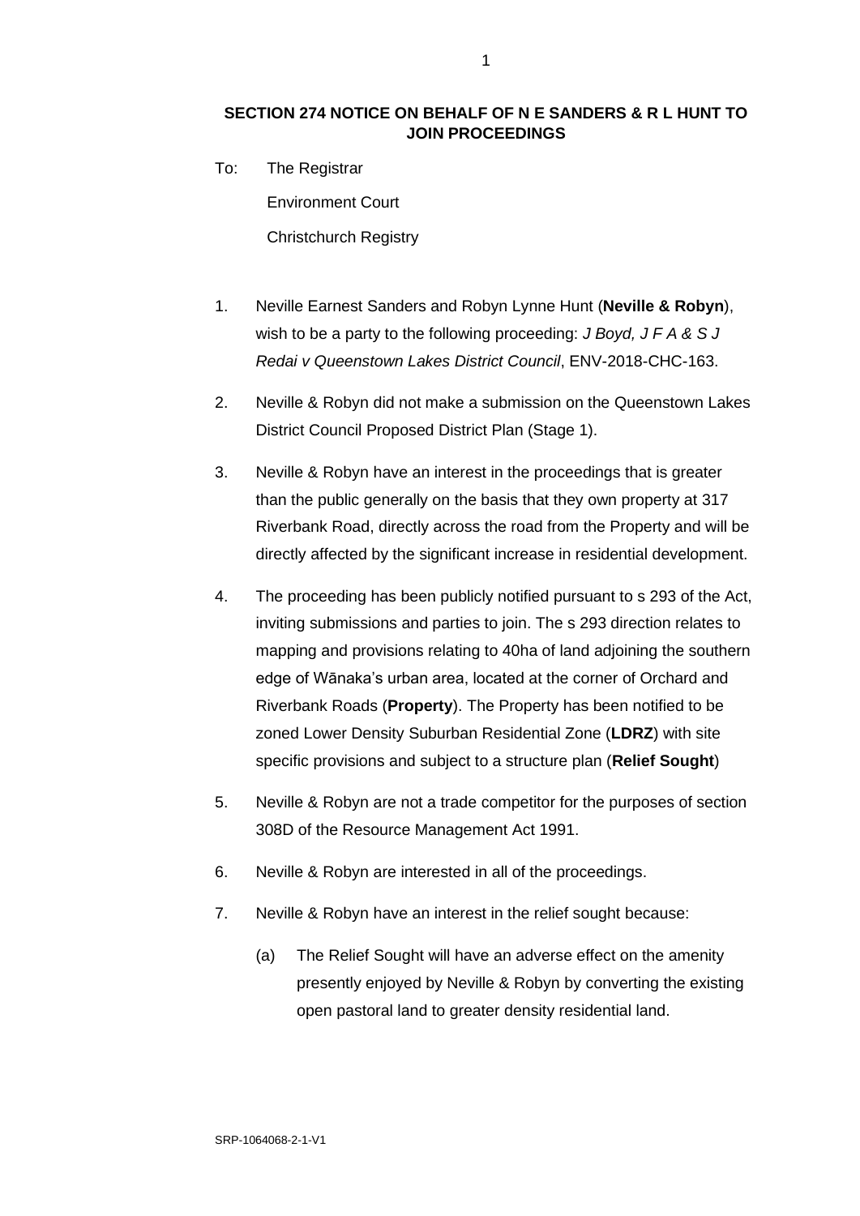**SECTION 274 NOTICE ON BEHALF OF N E SANDERS & R L HUNT TO JOIN PROCEEDINGS**

To: The Registrar

Environment Court

Christchurch Registry

1. Neville Earnest Sanders and Robyn Lynne Hunt (**Neville & Robyn**), wish to be a party to the following proceeding: *J Boyd, J F A & S J Redai v Queenstown Lakes District Council*, ENV-2018-CHC-163.

2. Neville & Robyn did not make a submission on the Queenstown Lakes District Council Proposed District Plan (Stage 1).

3. Neville & Robyn have an interest in the proceedings that is greater than the public generally on the basis that they own property at 317 Riverbank Road, directly across the road from the Property and will be directly affected by the significant increase in residential development.

4. The proceeding has been publicly notified pursuant to s 293 of the Act, inviting submissions and parties to join. The s 293 direction relates to mapping and provisions relating to 40ha of land adjoining the southern edge of Wānaka's urban area, located at the corner of Orchard and Riverbank Roads (**Property**). The Property has been notified to be zoned Lower Density Suburban Residential Zone (**LDRZ**) with site specific provisions and subject to a structure plan (**Relief Sought**)

5. Neville & Robyn are not a trade competitor for the purposes of section 308D of the Resource Management Act 1991.

6. Neville & Robyn are interested in all of the proceedings.

7. Neville & Robyn have an interest in the relief sought because:

   (a) The Relief Sought will have an adverse effect on the amenity presently enjoyed by Neville & Robyn by converting the existing open pastoral land to greater density residential land.

SRP-1064068-2-1-V1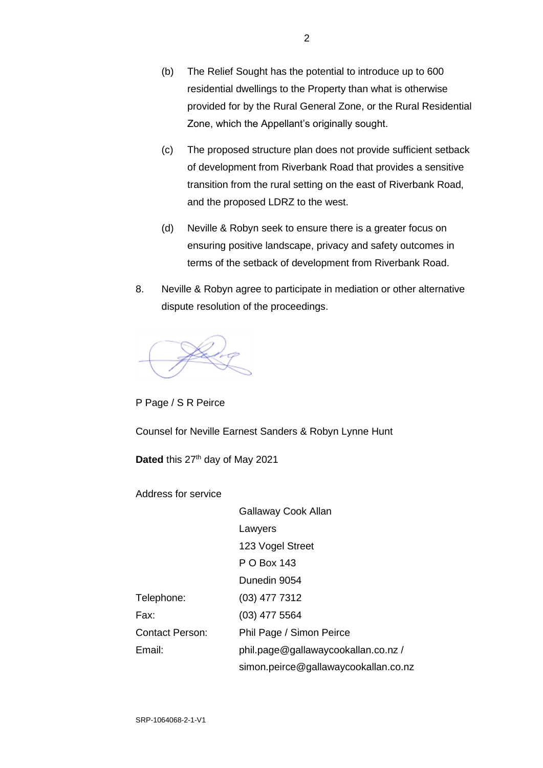(b) The Relief Sought has the potential to introduce up to 600 residential dwellings to the Property than what is otherwise provided for by the Rural General Zone, or the Rural Residential Zone, which the Appellant's originally sought.

(c) The proposed structure plan does not provide sufficient setback of development from Riverbank Road that provides a sensitive transition from the rural setting on the east of Riverbank Road, and the proposed LDRZ to the west.

(d) Neville & Robyn seek to ensure there is a greater focus on ensuring positive landscape, privacy and safety outcomes in terms of the setback of development from Riverbank Road.

8. Neville & Robyn agree to participate in mediation or other alternative dispute resolution of the proceedings.

P Page / S R Peirce

Counsel for Neville Earnest Sanders & Robyn Lynne Hunt

**Dated** this 27th day of May 2021

Address for service

| | |
|---|---|
| | Gallaway Cook Allan |
| | Lawyers |
| | 123 Vogel Street |
| | P O Box 143 |
| | Dunedin 9054 |
| Telephone: | (03) 477 7312 |
| Fax: | (03) 477 5564 |
| Contact Person: | Phil Page / Simon Peirce |
| Email: | phil.page@gallawaycookallan.co.nz / simon.peirce@gallawaycookallan.co.nz |

SRP-1064068-2-1-V1